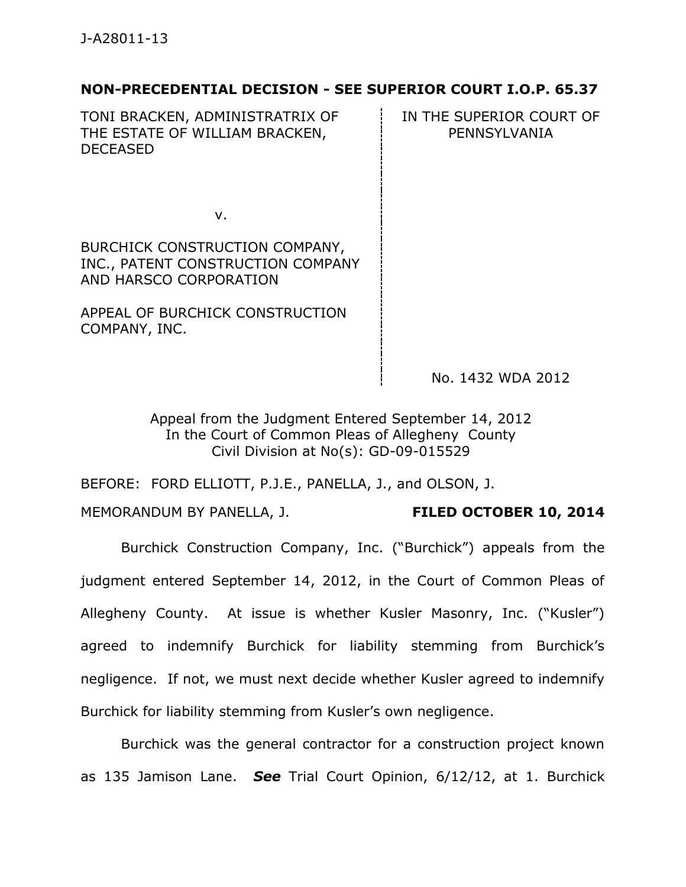J-A28011-13

**NON-PRECEDENTIAL DECISION - SEE SUPERIOR COURT I.O.P. 65.37**

| | |
|---|---|
| TONI BRACKEN, ADMINISTRATRIX OF THE ESTATE OF WILLIAM BRACKEN, DECEASED | IN THE SUPERIOR COURT OF PENNSYLVANIA |
| v. | |
| BURCHICK CONSTRUCTION COMPANY, INC., PATENT CONSTRUCTION COMPANY AND HARSCO CORPORATION | |
| APPEAL OF BURCHICK CONSTRUCTION COMPANY, INC. | |
| | No. 1432 WDA 2012 |

Appeal from the Judgment Entered September 14, 2012
In the Court of Common Pleas of Allegheny County
Civil Division at No(s): GD-09-015529

BEFORE: FORD ELLIOTT, P.J.E., PANELLA, J., and OLSON, J.

MEMORANDUM BY PANELLA, J. **FILED OCTOBER 10, 2014**

Burchick Construction Company, Inc. ("Burchick") appeals from the judgment entered September 14, 2012, in the Court of Common Pleas of Allegheny County. At issue is whether Kusler Masonry, Inc. ("Kusler") agreed to indemnify Burchick for liability stemming from Burchick's negligence. If not, we must next decide whether Kusler agreed to indemnify Burchick for liability stemming from Kusler's own negligence.

Burchick was the general contractor for a construction project known as 135 Jamison Lane. ***See*** Trial Court Opinion, 6/12/12, at 1. Burchick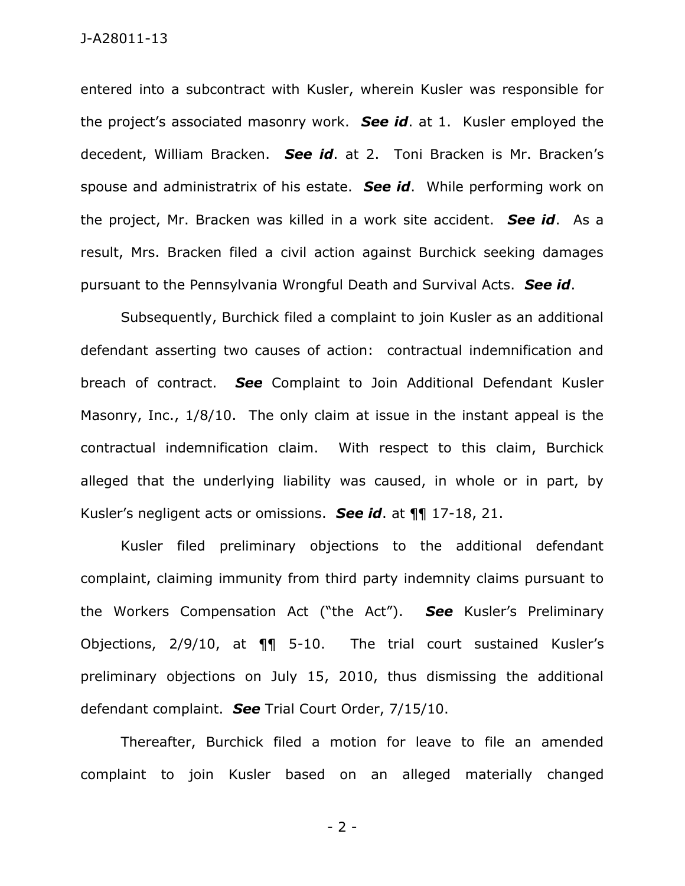entered into a subcontract with Kusler, wherein Kusler was responsible for the project's associated masonry work. ***See id***. at 1. Kusler employed the decedent, William Bracken. ***See id***. at 2. Toni Bracken is Mr. Bracken's spouse and administratrix of his estate. ***See id***. While performing work on the project, Mr. Bracken was killed in a work site accident. ***See id***. As a result, Mrs. Bracken filed a civil action against Burchick seeking damages pursuant to the Pennsylvania Wrongful Death and Survival Acts. ***See id***.

Subsequently, Burchick filed a complaint to join Kusler as an additional defendant asserting two causes of action: contractual indemnification and breach of contract. ***See*** Complaint to Join Additional Defendant Kusler Masonry, Inc., 1/8/10. The only claim at issue in the instant appeal is the contractual indemnification claim. With respect to this claim, Burchick alleged that the underlying liability was caused, in whole or in part, by Kusler's negligent acts or omissions. ***See id***. at ¶¶ 17-18, 21.

Kusler filed preliminary objections to the additional defendant complaint, claiming immunity from third party indemnity claims pursuant to the Workers Compensation Act ("the Act"). ***See*** Kusler's Preliminary Objections, 2/9/10, at ¶¶ 5-10. The trial court sustained Kusler's preliminary objections on July 15, 2010, thus dismissing the additional defendant complaint. ***See*** Trial Court Order, 7/15/10.

Thereafter, Burchick filed a motion for leave to file an amended complaint to join Kusler based on an alleged materially changed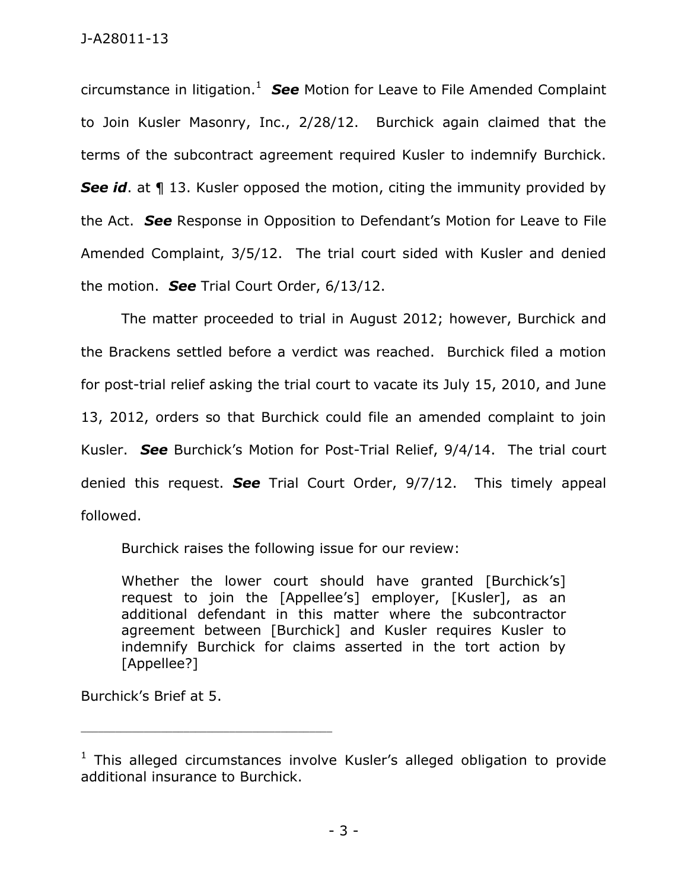circumstance in litigation.[1] ***See*** Motion for Leave to File Amended Complaint to Join Kusler Masonry, Inc., 2/28/12. Burchick again claimed that the terms of the subcontract agreement required Kusler to indemnify Burchick. ***See id***. at ¶ 13. Kusler opposed the motion, citing the immunity provided by the Act. ***See*** Response in Opposition to Defendant's Motion for Leave to File Amended Complaint, 3/5/12. The trial court sided with Kusler and denied the motion. ***See*** Trial Court Order, 6/13/12.

The matter proceeded to trial in August 2012; however, Burchick and the Brackens settled before a verdict was reached. Burchick filed a motion for post-trial relief asking the trial court to vacate its July 15, 2010, and June 13, 2012, orders so that Burchick could file an amended complaint to join Kusler. ***See*** Burchick's Motion for Post-Trial Relief, 9/4/14. The trial court denied this request. ***See*** Trial Court Order, 9/7/12. This timely appeal followed.

Burchick raises the following issue for our review:

> Whether the lower court should have granted [Burchick's] request to join the [Appellee's] employer, [Kusler], as an additional defendant in this matter where the subcontractor agreement between [Burchick] and Kusler requires Kusler to indemnify Burchick for claims asserted in the tort action by [Appellee?]

Burchick's Brief at 5.

---

[1] This alleged circumstances involve Kusler's alleged obligation to provide additional insurance to Burchick.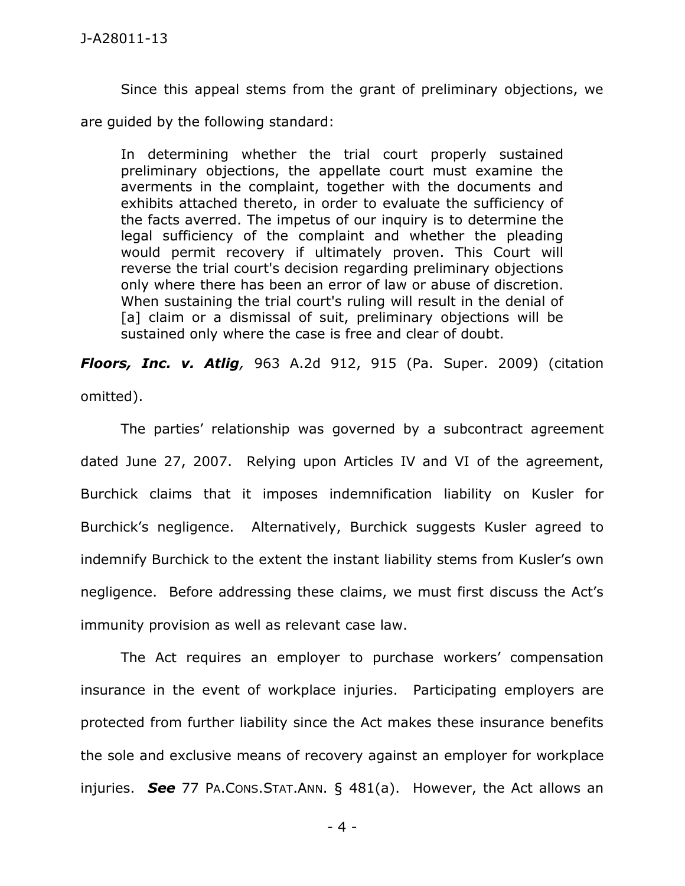Since this appeal stems from the grant of preliminary objections, we are guided by the following standard:

> In determining whether the trial court properly sustained preliminary objections, the appellate court must examine the averments in the complaint, together with the documents and exhibits attached thereto, in order to evaluate the sufficiency of the facts averred. The impetus of our inquiry is to determine the legal sufficiency of the complaint and whether the pleading would permit recovery if ultimately proven. This Court will reverse the trial court's decision regarding preliminary objections only where there has been an error of law or abuse of discretion. When sustaining the trial court's ruling will result in the denial of [a] claim or a dismissal of suit, preliminary objections will be sustained only where the case is free and clear of doubt.

***Floors, Inc. v. Atlig**,* 963 A.2d 912, 915 (Pa. Super. 2009) (citation omitted).

The parties' relationship was governed by a subcontract agreement dated June 27, 2007. Relying upon Articles IV and VI of the agreement, Burchick claims that it imposes indemnification liability on Kusler for Burchick's negligence. Alternatively, Burchick suggests Kusler agreed to indemnify Burchick to the extent the instant liability stems from Kusler's own negligence. Before addressing these claims, we must first discuss the Act's immunity provision as well as relevant case law.

The Act requires an employer to purchase workers' compensation insurance in the event of workplace injuries. Participating employers are protected from further liability since the Act makes these insurance benefits the sole and exclusive means of recovery against an employer for workplace injuries. ***See*** 77 PA.CONS.STAT.ANN. § 481(a). However, the Act allows an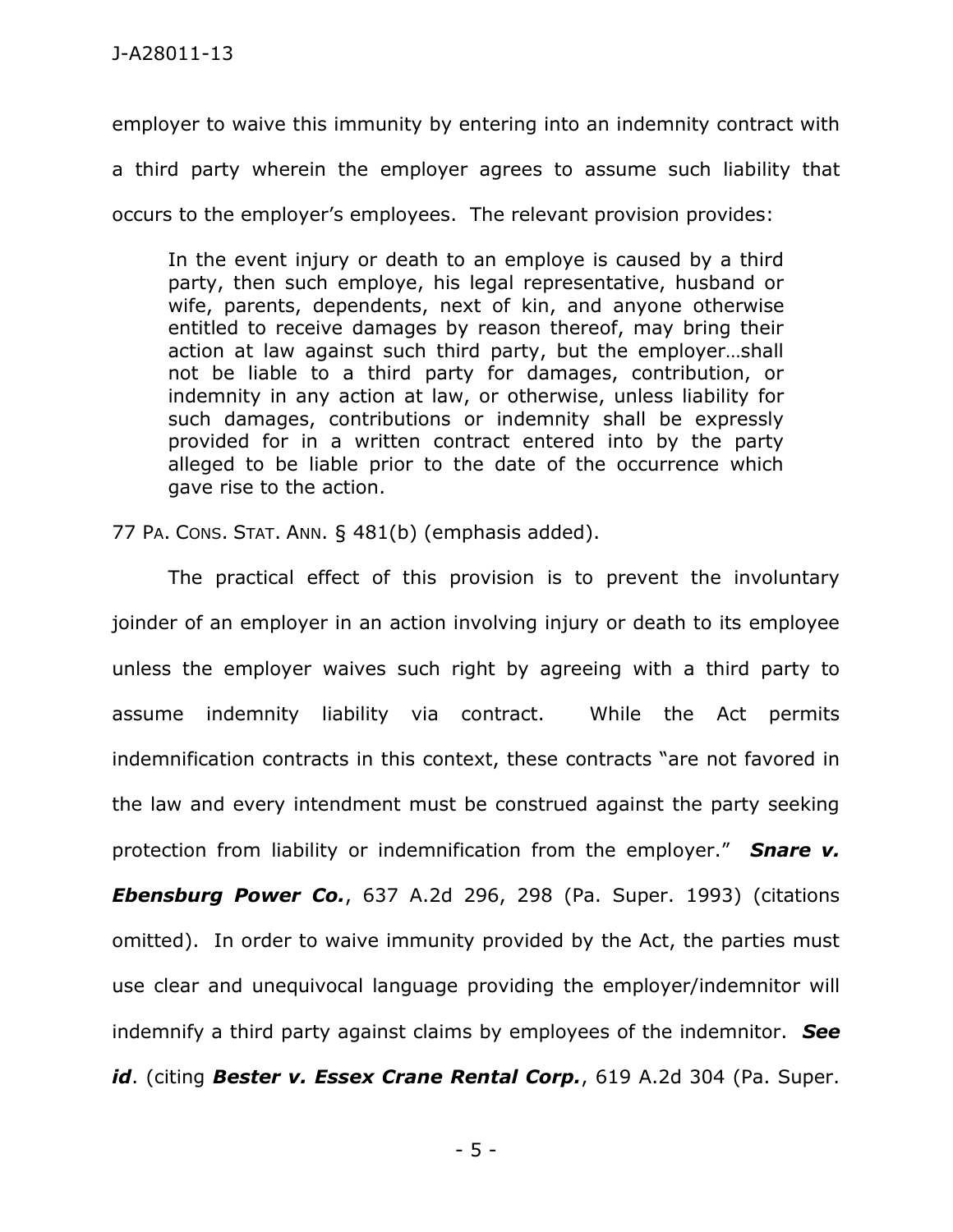employer to waive this immunity by entering into an indemnity contract with a third party wherein the employer agrees to assume such liability that occurs to the employer's employees. The relevant provision provides:

> In the event injury or death to an employe is caused by a third party, then such employe, his legal representative, husband or wife, parents, dependents, next of kin, and anyone otherwise entitled to receive damages by reason thereof, may bring their action at law against such third party, but the employer…shall not be liable to a third party for damages, contribution, or indemnity in any action at law, or otherwise, unless liability for such damages, contributions or indemnity shall be expressly provided for in a written contract entered into by the party alleged to be liable prior to the date of the occurrence which gave rise to the action.

77 PA. CONS. STAT. ANN. § 481(b) (emphasis added).

The practical effect of this provision is to prevent the involuntary joinder of an employer in an action involving injury or death to its employee unless the employer waives such right by agreeing with a third party to assume indemnity liability via contract. While the Act permits indemnification contracts in this context, these contracts "are not favored in the law and every intendment must be construed against the party seeking protection from liability or indemnification from the employer." ***Snare v. Ebensburg Power Co.***, 637 A.2d 296, 298 (Pa. Super. 1993) (citations omitted). In order to waive immunity provided by the Act, the parties must use clear and unequivocal language providing the employer/indemnitor will indemnify a third party against claims by employees of the indemnitor. ***See id***. (citing ***Bester v. Essex Crane Rental Corp.***, 619 A.2d 304 (Pa. Super.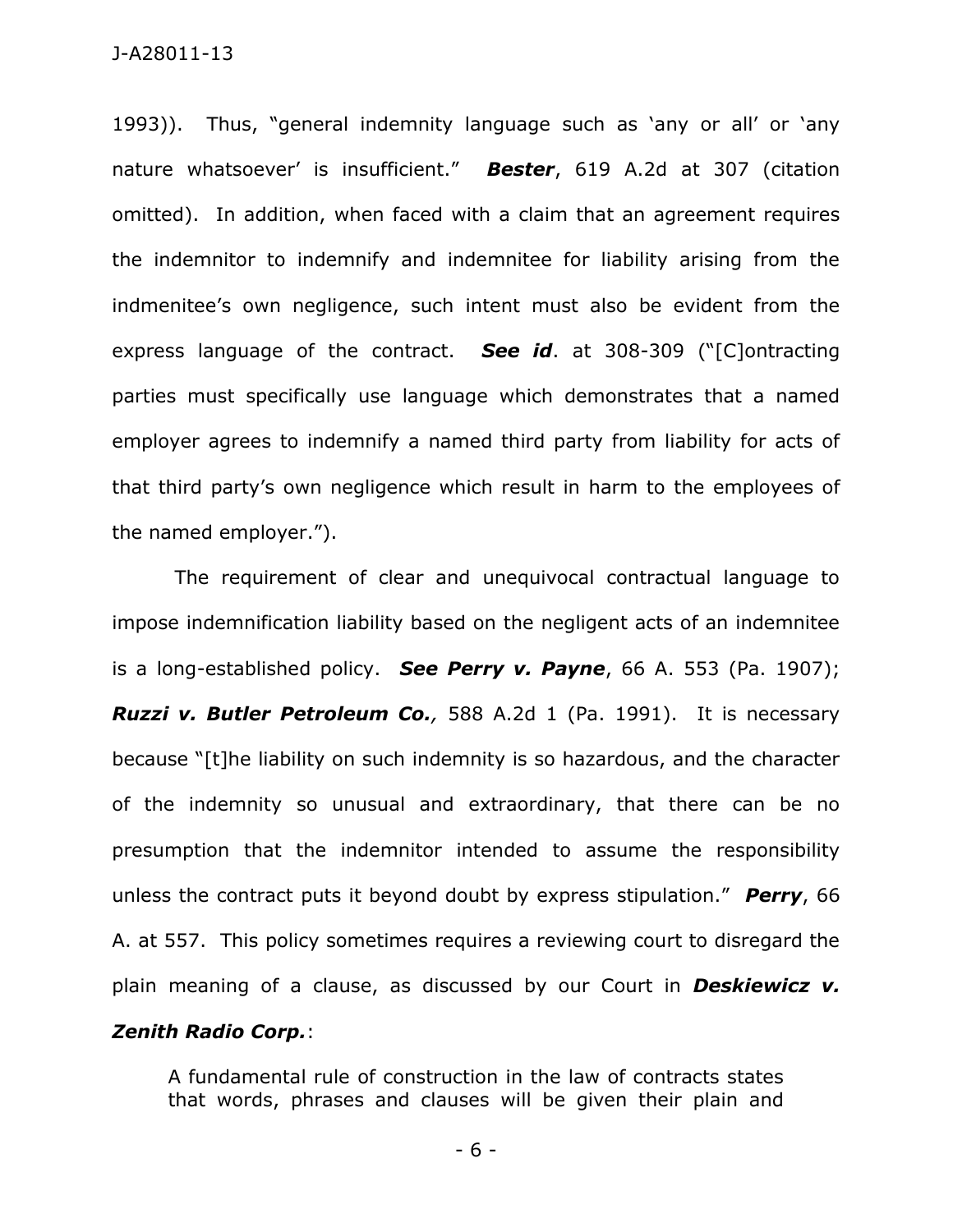1993)). Thus, "general indemnity language such as 'any or all' or 'any nature whatsoever' is insufficient." ***Bester***, 619 A.2d at 307 (citation omitted). In addition, when faced with a claim that an agreement requires the indemnitor to indemnify and indemnitee for liability arising from the indmenitee's own negligence, such intent must also be evident from the express language of the contract. ***See id***. at 308-309 ("[C]ontracting parties must specifically use language which demonstrates that a named employer agrees to indemnify a named third party from liability for acts of that third party's own negligence which result in harm to the employees of the named employer.").

The requirement of clear and unequivocal contractual language to impose indemnification liability based on the negligent acts of an indemnitee is a long-established policy. ***See Perry v. Payne***, 66 A. 553 (Pa. 1907); ***Ruzzi v. Butler Petroleum Co.,*** 588 A.2d 1 (Pa. 1991). It is necessary because "[t]he liability on such indemnity is so hazardous, and the character of the indemnity so unusual and extraordinary, that there can be no presumption that the indemnitor intended to assume the responsibility unless the contract puts it beyond doubt by express stipulation." ***Perry***, 66 A. at 557. This policy sometimes requires a reviewing court to disregard the plain meaning of a clause, as discussed by our Court in ***Deskiewicz v. Zenith Radio Corp.***:

> A fundamental rule of construction in the law of contracts states that words, phrases and clauses will be given their plain and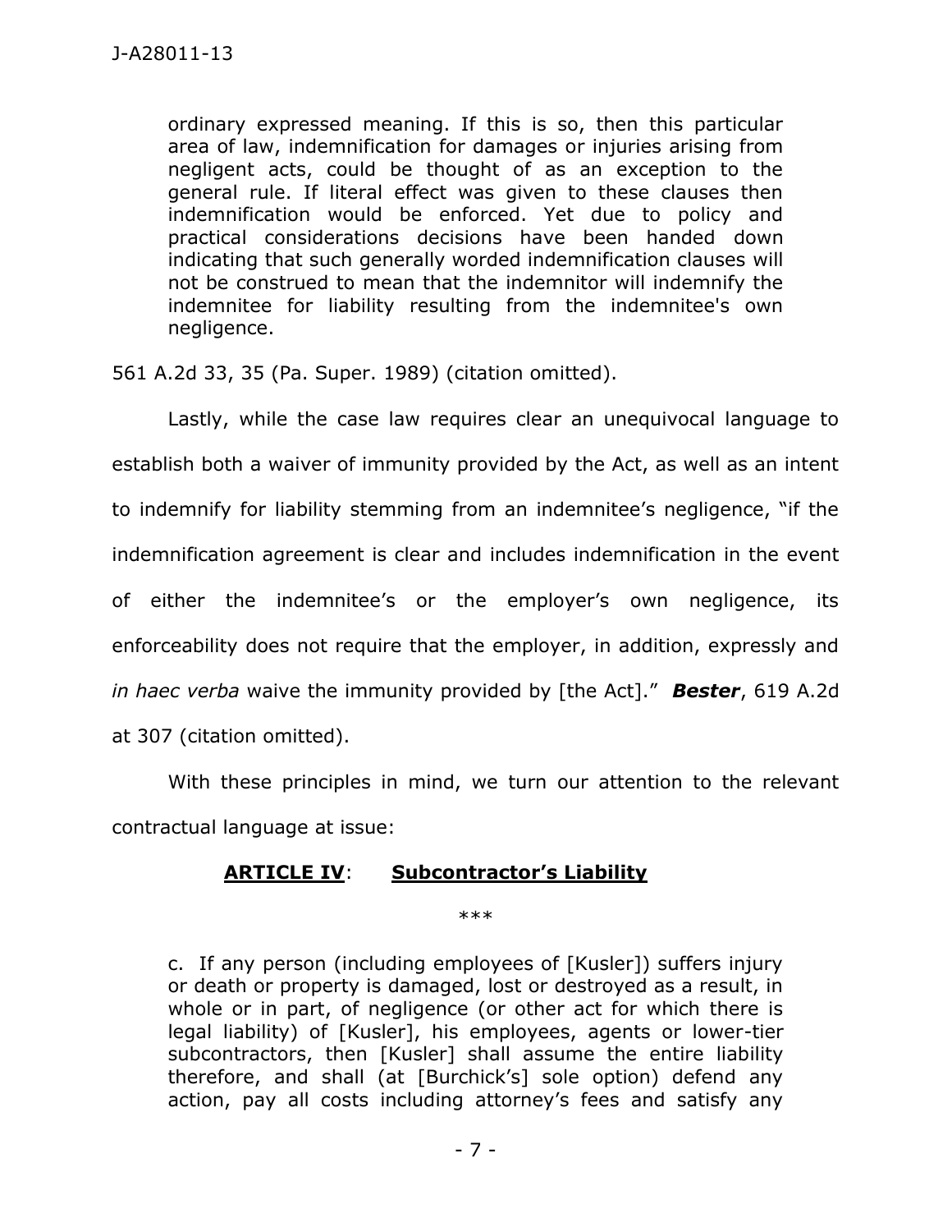> ordinary expressed meaning. If this is so, then this particular area of law, indemnification for damages or injuries arising from negligent acts, could be thought of as an exception to the general rule. If literal effect was given to these clauses then indemnification would be enforced. Yet due to policy and practical considerations decisions have been handed down indicating that such generally worded indemnification clauses will not be construed to mean that the indemnitor will indemnify the indemnitee for liability resulting from the indemnitee's own negligence.

561 A.2d 33, 35 (Pa. Super. 1989) (citation omitted).

Lastly, while the case law requires clear an unequivocal language to establish both a waiver of immunity provided by the Act, as well as an intent to indemnify for liability stemming from an indemnitee's negligence, "if the indemnification agreement is clear and includes indemnification in the event of either the indemnitee's or the employer's own negligence, its enforceability does not require that the employer, in addition, expressly and *in haec verba* waive the immunity provided by [the Act]." ***Bester***, 619 A.2d at 307 (citation omitted).

With these principles in mind, we turn our attention to the relevant contractual language at issue:

> **<u>ARTICLE IV</u>**: **<u>Subcontractor's Liability</u>**
>
> \*\*\*
>
> c. If any person (including employees of [Kusler]) suffers injury or death or property is damaged, lost or destroyed as a result, in whole or in part, of negligence (or other act for which there is legal liability) of [Kusler], his employees, agents or lower-tier subcontractors, then [Kusler] shall assume the entire liability therefore, and shall (at [Burchick's] sole option) defend any action, pay all costs including attorney's fees and satisfy any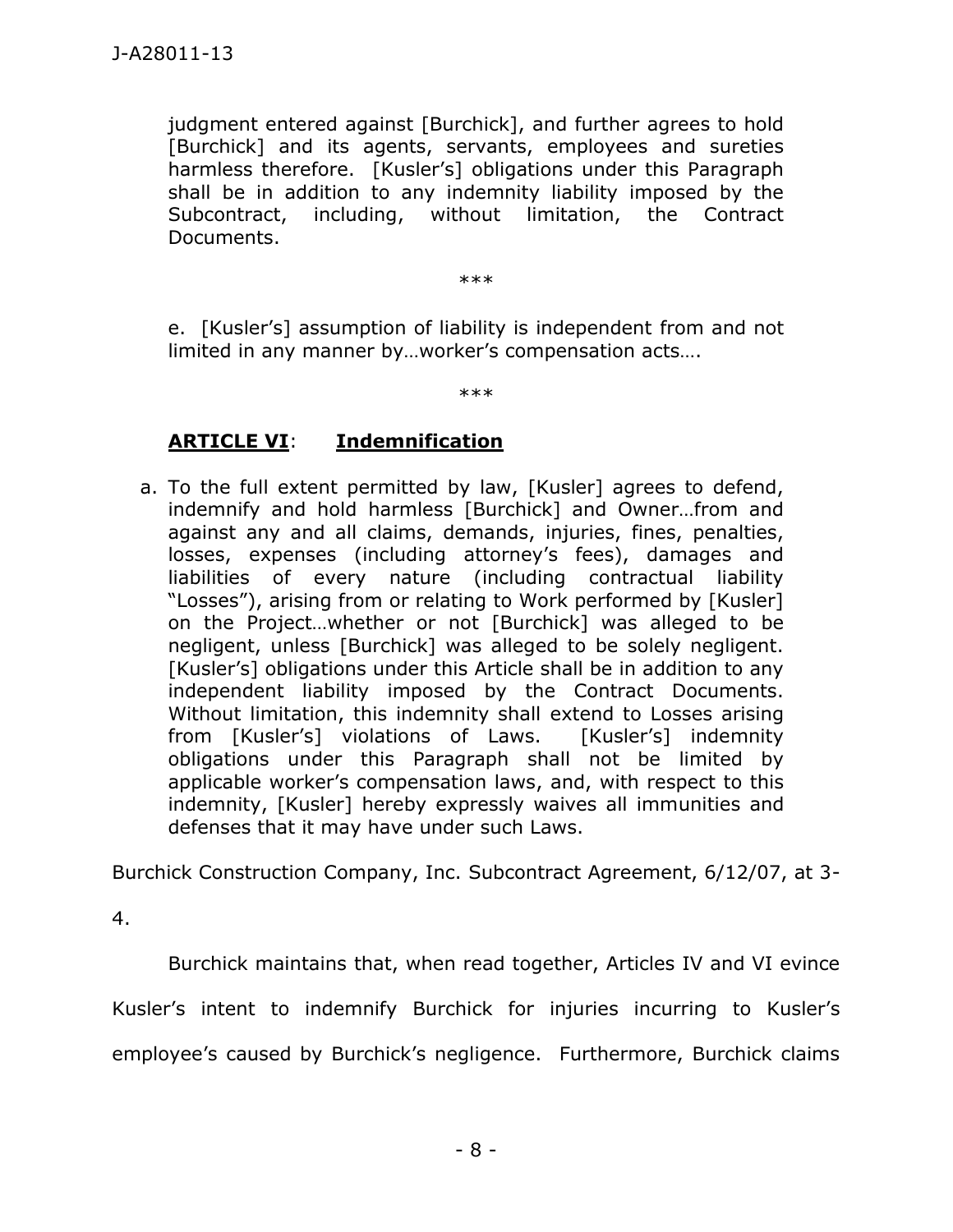> judgment entered against [Burchick], and further agrees to hold [Burchick] and its agents, servants, employees and sureties harmless therefore. [Kusler's] obligations under this Paragraph shall be in addition to any indemnity liability imposed by the Subcontract, including, without limitation, the Contract Documents.
>
> ***
>
> e. [Kusler's] assumption of liability is independent from and not limited in any manner by…worker's compensation acts….
>
> ***
>
> **<u>ARTICLE VI</u>**: **<u>Indemnification</u>**
>
> a. To the full extent permitted by law, [Kusler] agrees to defend, indemnify and hold harmless [Burchick] and Owner…from and against any and all claims, demands, injuries, fines, penalties, losses, expenses (including attorney's fees), damages and liabilities of every nature (including contractual liability "Losses"), arising from or relating to Work performed by [Kusler] on the Project…whether or not [Burchick] was alleged to be negligent, unless [Burchick] was alleged to be solely negligent. [Kusler's] obligations under this Article shall be in addition to any independent liability imposed by the Contract Documents. Without limitation, this indemnity shall extend to Losses arising from [Kusler's] violations of Laws. [Kusler's] indemnity obligations under this Paragraph shall not be limited by applicable worker's compensation laws, and, with respect to this indemnity, [Kusler] hereby expressly waives all immunities and defenses that it may have under such Laws.

Burchick Construction Company, Inc. Subcontract Agreement, 6/12/07, at 3-4.

Burchick maintains that, when read together, Articles IV and VI evince Kusler's intent to indemnify Burchick for injuries incurring to Kusler's employee's caused by Burchick's negligence. Furthermore, Burchick claims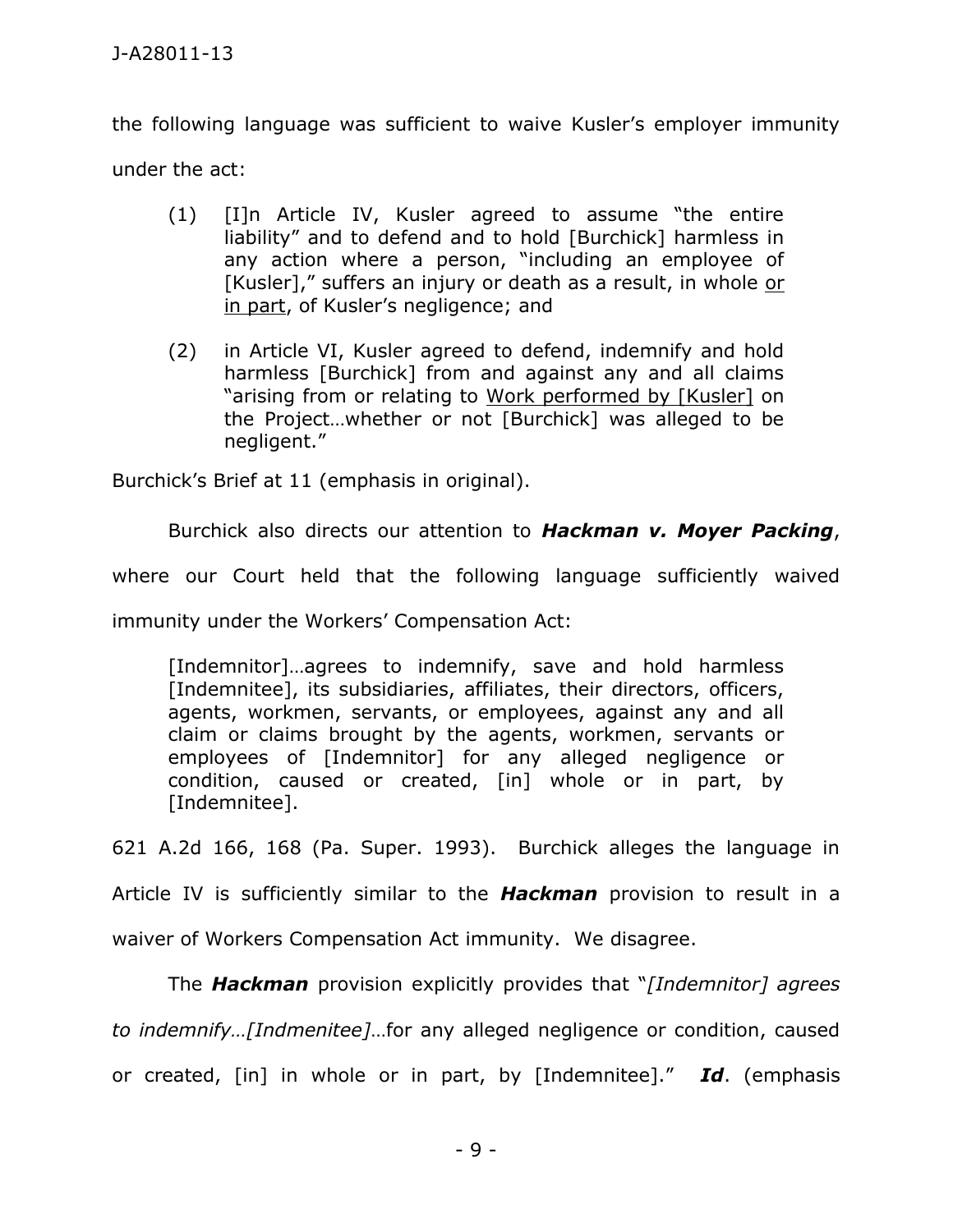the following language was sufficient to waive Kusler's employer immunity under the act:

> (1) [I]n Article IV, Kusler agreed to assume "the entire liability" and to defend and to hold [Burchick] harmless in any action where a person, "including an employee of [Kusler]," suffers an injury or death as a result, in whole <u>or in part</u>, of Kusler's negligence; and
>
> (2) in Article VI, Kusler agreed to defend, indemnify and hold harmless [Burchick] from and against any and all claims "arising from or relating to <u>Work performed by [Kusler]</u> on the Project…whether or not [Burchick] was alleged to be negligent."

Burchick's Brief at 11 (emphasis in original).

Burchick also directs our attention to ***Hackman v. Moyer Packing***, where our Court held that the following language sufficiently waived immunity under the Workers' Compensation Act:

> [Indemnitor]…agrees to indemnify, save and hold harmless [Indemnitee], its subsidiaries, affiliates, their directors, officers, agents, workmen, servants, or employees, against any and all claim or claims brought by the agents, workmen, servants or employees of [Indemnitor] for any alleged negligence or condition, caused or created, [in] whole or in part, by [Indemnitee].

621 A.2d 166, 168 (Pa. Super. 1993). Burchick alleges the language in Article IV is sufficiently similar to the ***Hackman*** provision to result in a waiver of Workers Compensation Act immunity. We disagree.

The ***Hackman*** provision explicitly provides that "*[Indemnitor] agrees to indemnify…[Indmenitee]*…for any alleged negligence or condition, caused or created, [in] in whole or in part, by [Indemnitee]." ***Id***. (emphasis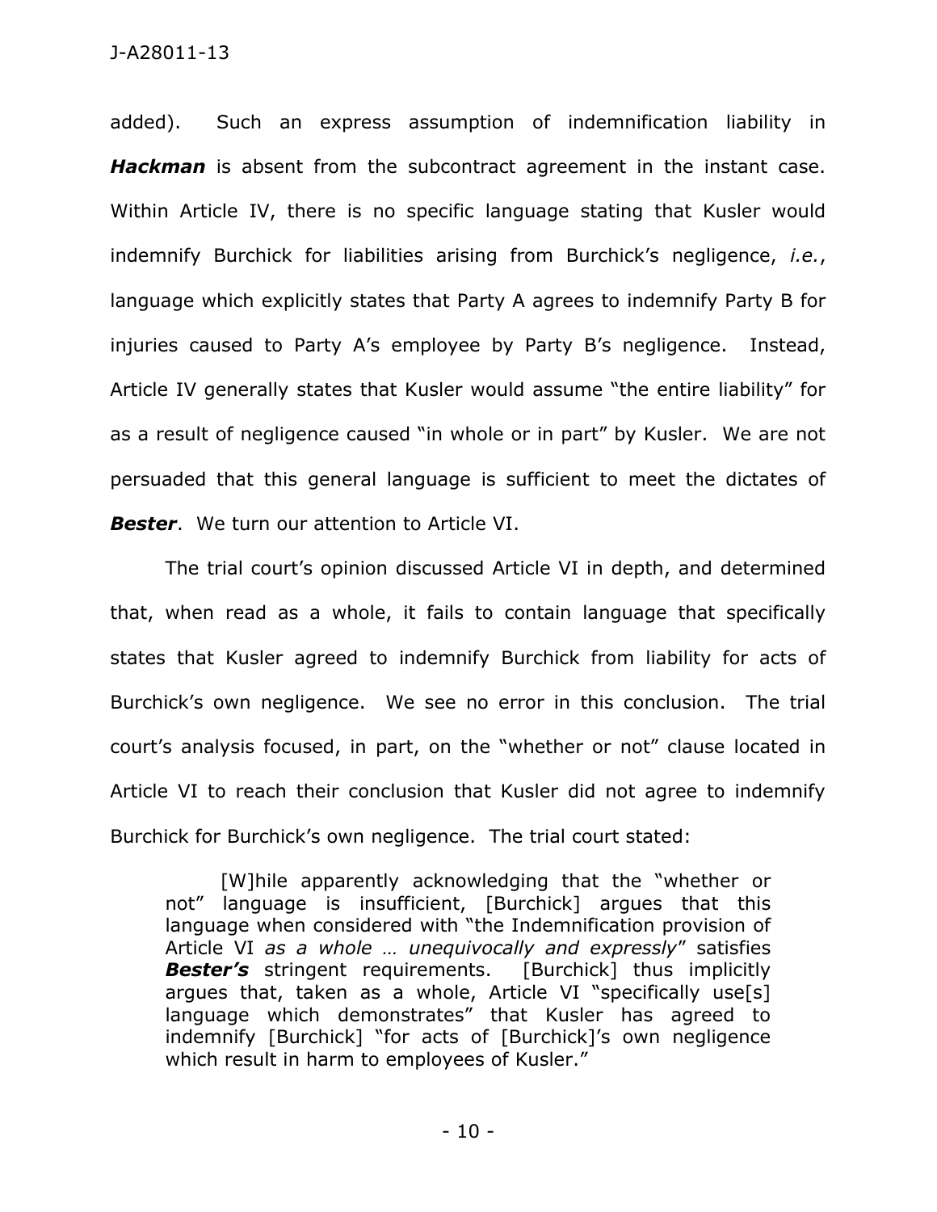added). Such an express assumption of indemnification liability in ***Hackman*** is absent from the subcontract agreement in the instant case. Within Article IV, there is no specific language stating that Kusler would indemnify Burchick for liabilities arising from Burchick's negligence, *i.e.*, language which explicitly states that Party A agrees to indemnify Party B for injuries caused to Party A's employee by Party B's negligence. Instead, Article IV generally states that Kusler would assume "the entire liability" for as a result of negligence caused "in whole or in part" by Kusler. We are not persuaded that this general language is sufficient to meet the dictates of ***Bester***. We turn our attention to Article VI.

The trial court's opinion discussed Article VI in depth, and determined that, when read as a whole, it fails to contain language that specifically states that Kusler agreed to indemnify Burchick from liability for acts of Burchick's own negligence. We see no error in this conclusion. The trial court's analysis focused, in part, on the "whether or not" clause located in Article VI to reach their conclusion that Kusler did not agree to indemnify Burchick for Burchick's own negligence. The trial court stated:

> [W]hile apparently acknowledging that the "whether or not" language is insufficient, [Burchick] argues that this language when considered with "the Indemnification provision of Article VI *as a whole … unequivocally and expressly*" satisfies ***Bester's*** stringent requirements. [Burchick] thus implicitly argues that, taken as a whole, Article VI "specifically use[s] language which demonstrates" that Kusler has agreed to indemnify [Burchick] "for acts of [Burchick]'s own negligence which result in harm to employees of Kusler."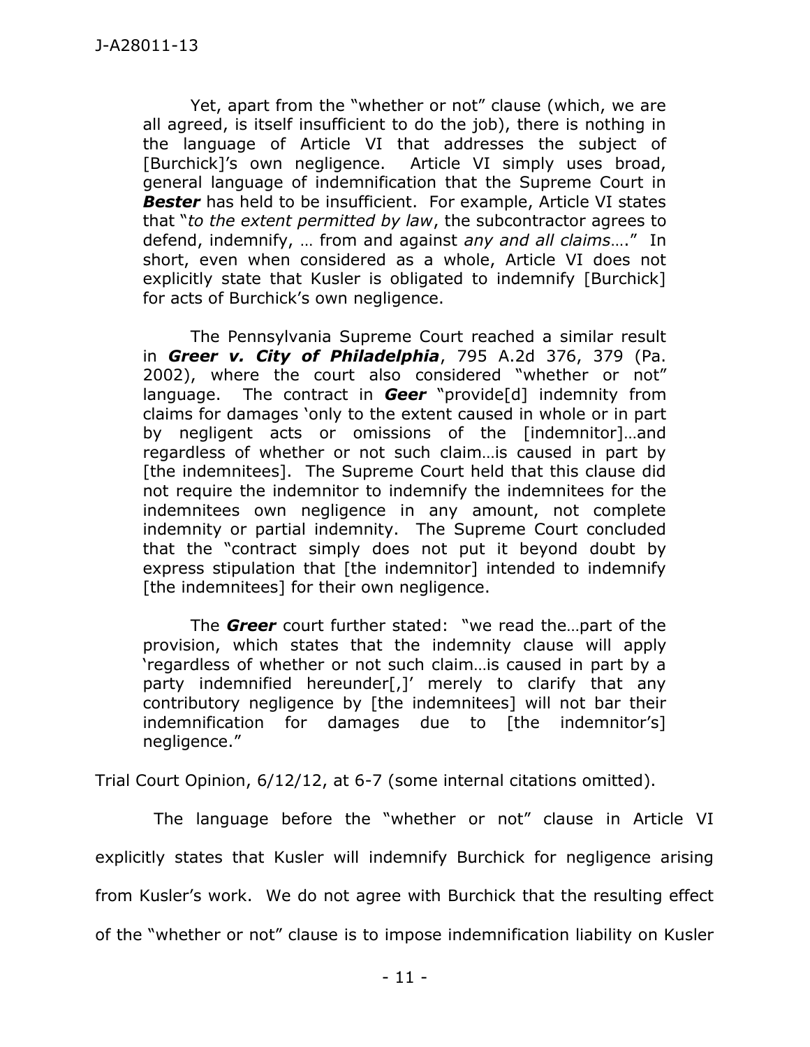> Yet, apart from the "whether or not" clause (which, we are all agreed, is itself insufficient to do the job), there is nothing in the language of Article VI that addresses the subject of [Burchick]'s own negligence. Article VI simply uses broad, general language of indemnification that the Supreme Court in ***Bester*** has held to be insufficient. For example, Article VI states that "*to the extent permitted by law*, the subcontractor agrees to defend, indemnify, … from and against *any and all claims*…." In short, even when considered as a whole, Article VI does not explicitly state that Kusler is obligated to indemnify [Burchick] for acts of Burchick's own negligence.
>
> The Pennsylvania Supreme Court reached a similar result in ***Greer v. City of Philadelphia***, 795 A.2d 376, 379 (Pa. 2002), where the court also considered "whether or not" language. The contract in ***Geer*** "provide[d] indemnity from claims for damages 'only to the extent caused in whole or in part by negligent acts or omissions of the [indemnitor]…and regardless of whether or not such claim…is caused in part by [the indemnitees]. The Supreme Court held that this clause did not require the indemnitor to indemnify the indemnitees for the indemnitees own negligence in any amount, not complete indemnity or partial indemnity. The Supreme Court concluded that the "contract simply does not put it beyond doubt by express stipulation that [the indemnitor] intended to indemnify [the indemnitees] for their own negligence.
>
> The ***Greer*** court further stated: "we read the…part of the provision, which states that the indemnity clause will apply 'regardless of whether or not such claim…is caused in part by a party indemnified hereunder[,]' merely to clarify that any contributory negligence by [the indemnitees] will not bar their indemnification for damages due to [the indemnitor's] negligence."

Trial Court Opinion, 6/12/12, at 6-7 (some internal citations omitted).

The language before the "whether or not" clause in Article VI explicitly states that Kusler will indemnify Burchick for negligence arising from Kusler's work. We do not agree with Burchick that the resulting effect of the "whether or not" clause is to impose indemnification liability on Kusler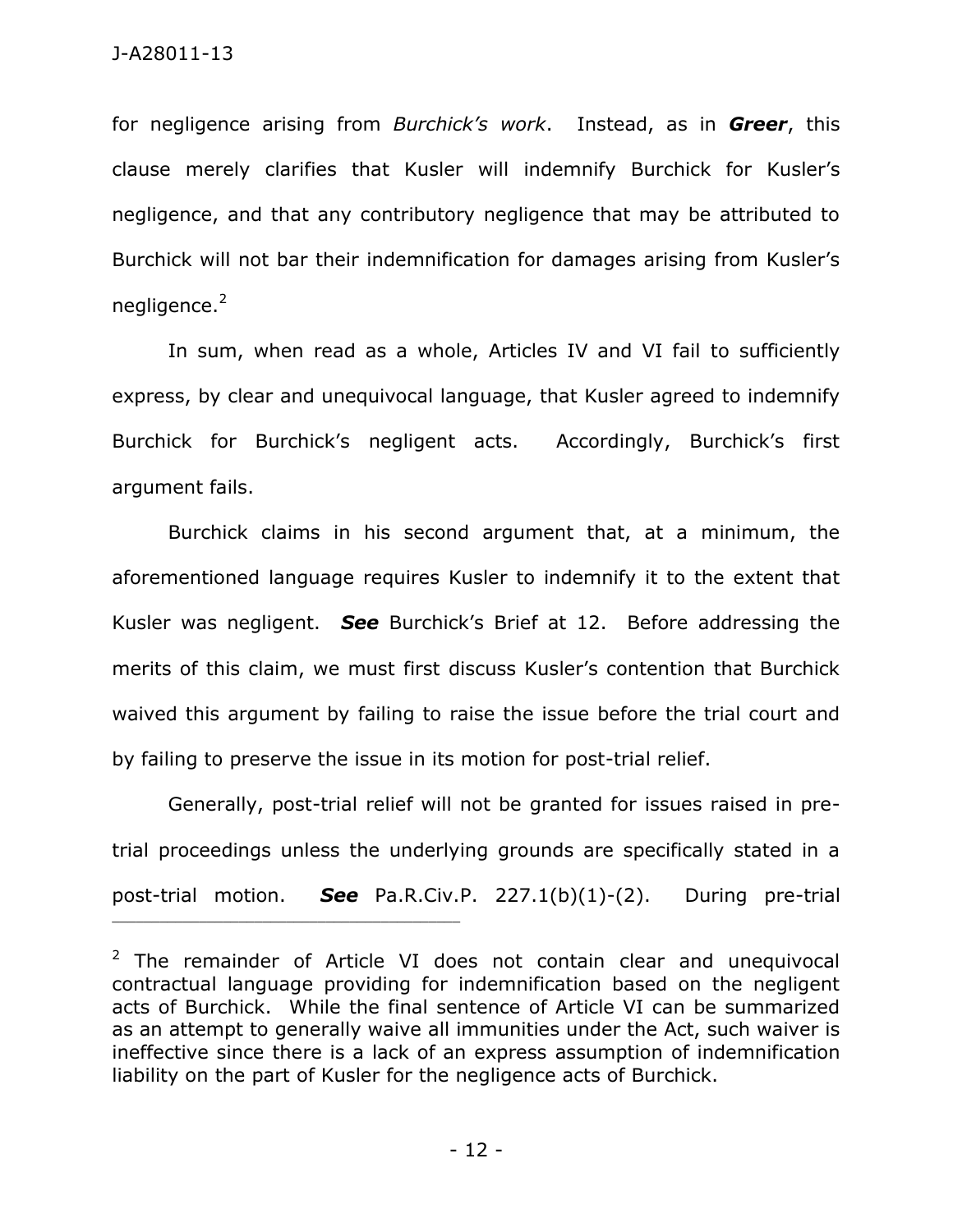for negligence arising from *Burchick's work*. Instead, as in ***Greer***, this clause merely clarifies that Kusler will indemnify Burchick for Kusler's negligence, and that any contributory negligence that may be attributed to Burchick will not bar their indemnification for damages arising from Kusler's negligence.[2]

In sum, when read as a whole, Articles IV and VI fail to sufficiently express, by clear and unequivocal language, that Kusler agreed to indemnify Burchick for Burchick's negligent acts. Accordingly, Burchick's first argument fails.

Burchick claims in his second argument that, at a minimum, the aforementioned language requires Kusler to indemnify it to the extent that Kusler was negligent. ***See*** Burchick's Brief at 12. Before addressing the merits of this claim, we must first discuss Kusler's contention that Burchick waived this argument by failing to raise the issue before the trial court and by failing to preserve the issue in its motion for post-trial relief.

Generally, post-trial relief will not be granted for issues raised in pre-trial proceedings unless the underlying grounds are specifically stated in a post-trial motion. ***See*** Pa.R.Civ.P. 227.1(b)(1)-(2). During pre-trial

---

[2] The remainder of Article VI does not contain clear and unequivocal contractual language providing for indemnification based on the negligent acts of Burchick. While the final sentence of Article VI can be summarized as an attempt to generally waive all immunities under the Act, such waiver is ineffective since there is a lack of an express assumption of indemnification liability on the part of Kusler for the negligence acts of Burchick.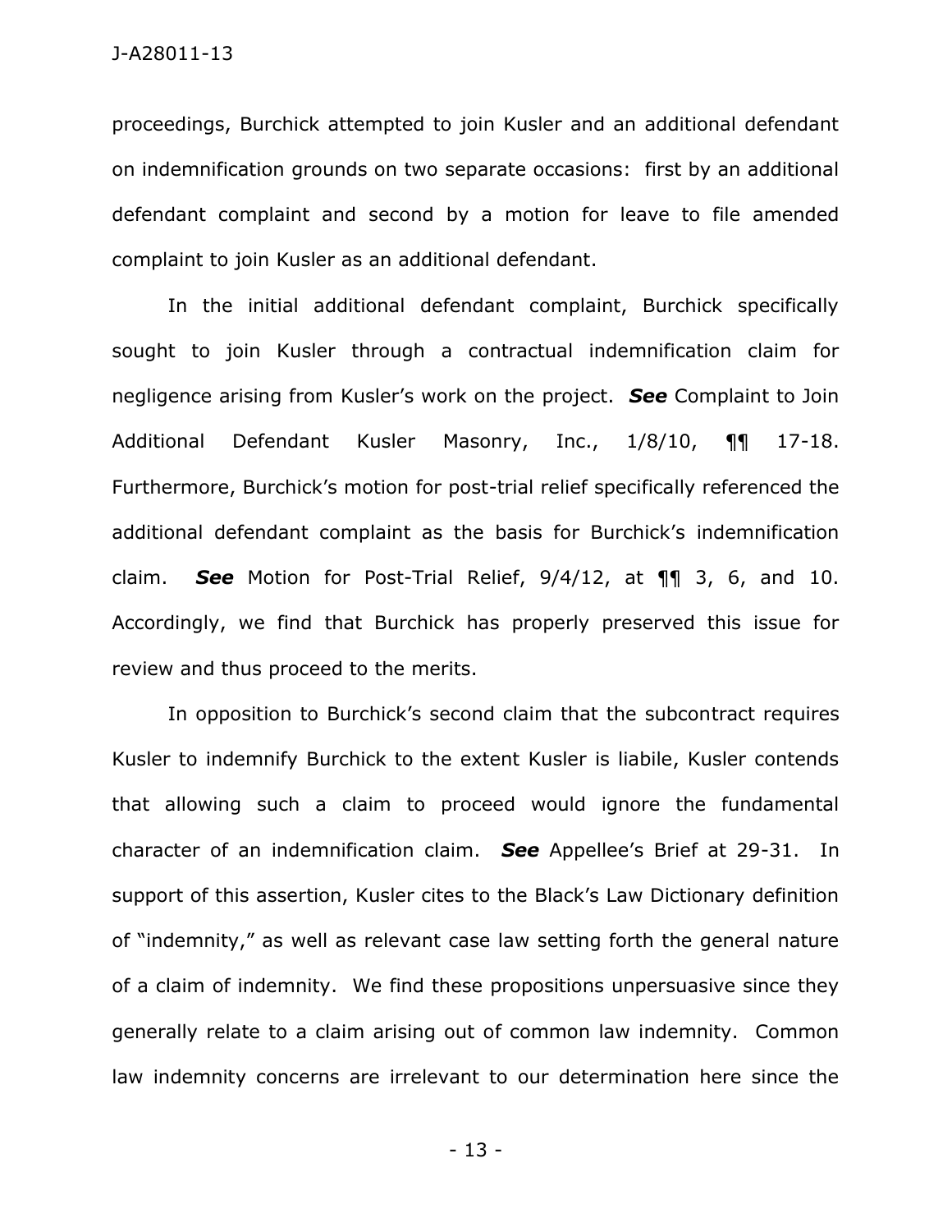proceedings, Burchick attempted to join Kusler and an additional defendant on indemnification grounds on two separate occasions: first by an additional defendant complaint and second by a motion for leave to file amended complaint to join Kusler as an additional defendant.

In the initial additional defendant complaint, Burchick specifically sought to join Kusler through a contractual indemnification claim for negligence arising from Kusler's work on the project. ***See*** Complaint to Join Additional Defendant Kusler Masonry, Inc., 1/8/10, ¶¶ 17-18. Furthermore, Burchick's motion for post-trial relief specifically referenced the additional defendant complaint as the basis for Burchick's indemnification claim. ***See*** Motion for Post-Trial Relief, 9/4/12, at ¶¶ 3, 6, and 10. Accordingly, we find that Burchick has properly preserved this issue for review and thus proceed to the merits.

In opposition to Burchick's second claim that the subcontract requires Kusler to indemnify Burchick to the extent Kusler is liabile, Kusler contends that allowing such a claim to proceed would ignore the fundamental character of an indemnification claim. ***See*** Appellee's Brief at 29-31. In support of this assertion, Kusler cites to the Black's Law Dictionary definition of "indemnity," as well as relevant case law setting forth the general nature of a claim of indemnity. We find these propositions unpersuasive since they generally relate to a claim arising out of common law indemnity. Common law indemnity concerns are irrelevant to our determination here since the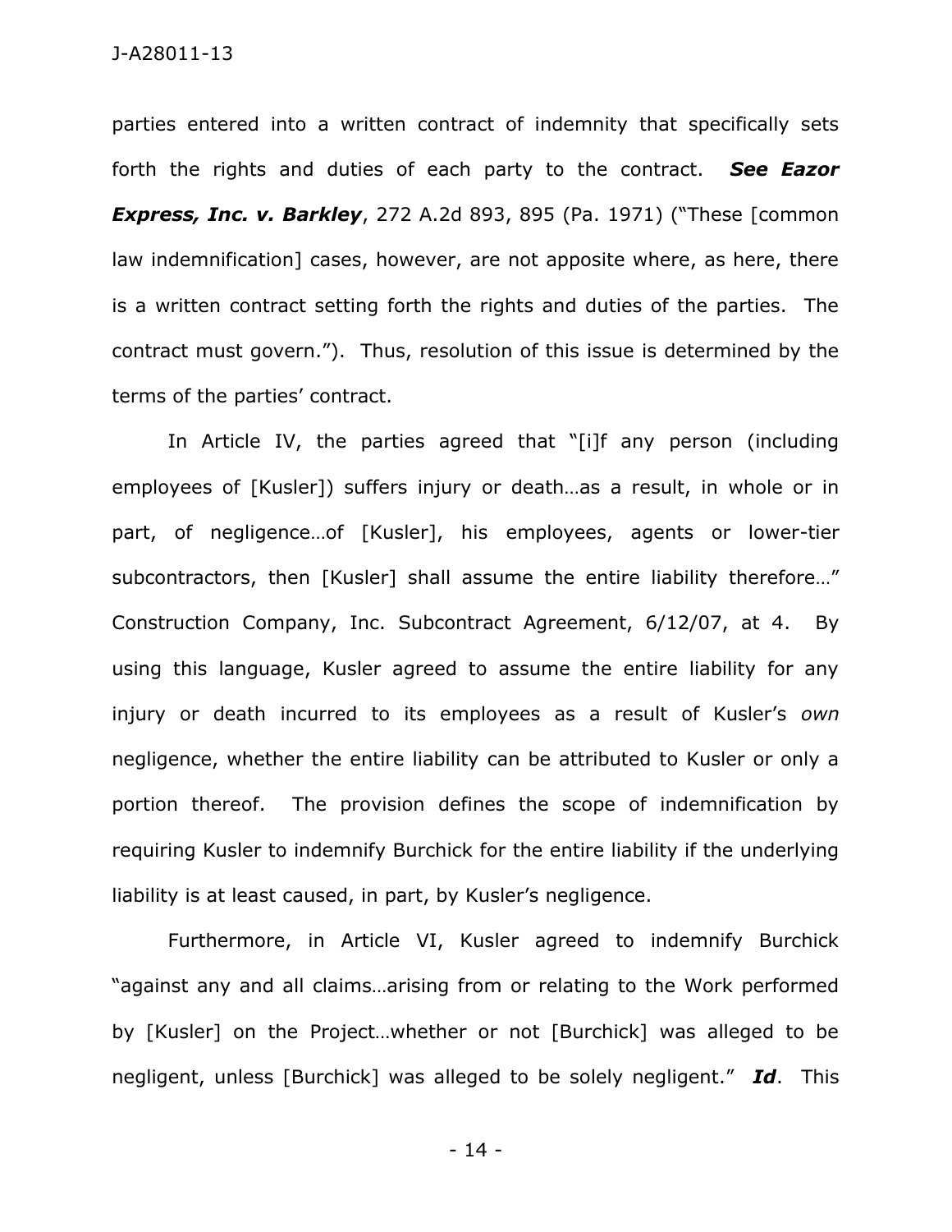parties entered into a written contract of indemnity that specifically sets forth the rights and duties of each party to the contract. ***See Eazor Express, Inc. v. Barkley***, 272 A.2d 893, 895 (Pa. 1971) ("These [common law indemnification] cases, however, are not apposite where, as here, there is a written contract setting forth the rights and duties of the parties. The contract must govern."). Thus, resolution of this issue is determined by the terms of the parties' contract.

In Article IV, the parties agreed that "[i]f any person (including employees of [Kusler]) suffers injury or death…as a result, in whole or in part, of negligence…of [Kusler], his employees, agents or lower-tier subcontractors, then [Kusler] shall assume the entire liability therefore…" Construction Company, Inc. Subcontract Agreement, 6/12/07, at 4. By using this language, Kusler agreed to assume the entire liability for any injury or death incurred to its employees as a result of Kusler's *own* negligence, whether the entire liability can be attributed to Kusler or only a portion thereof. The provision defines the scope of indemnification by requiring Kusler to indemnify Burchick for the entire liability if the underlying liability is at least caused, in part, by Kusler's negligence.

Furthermore, in Article VI, Kusler agreed to indemnify Burchick "against any and all claims…arising from or relating to the Work performed by [Kusler] on the Project…whether or not [Burchick] was alleged to be negligent, unless [Burchick] was alleged to be solely negligent." ***Id***. This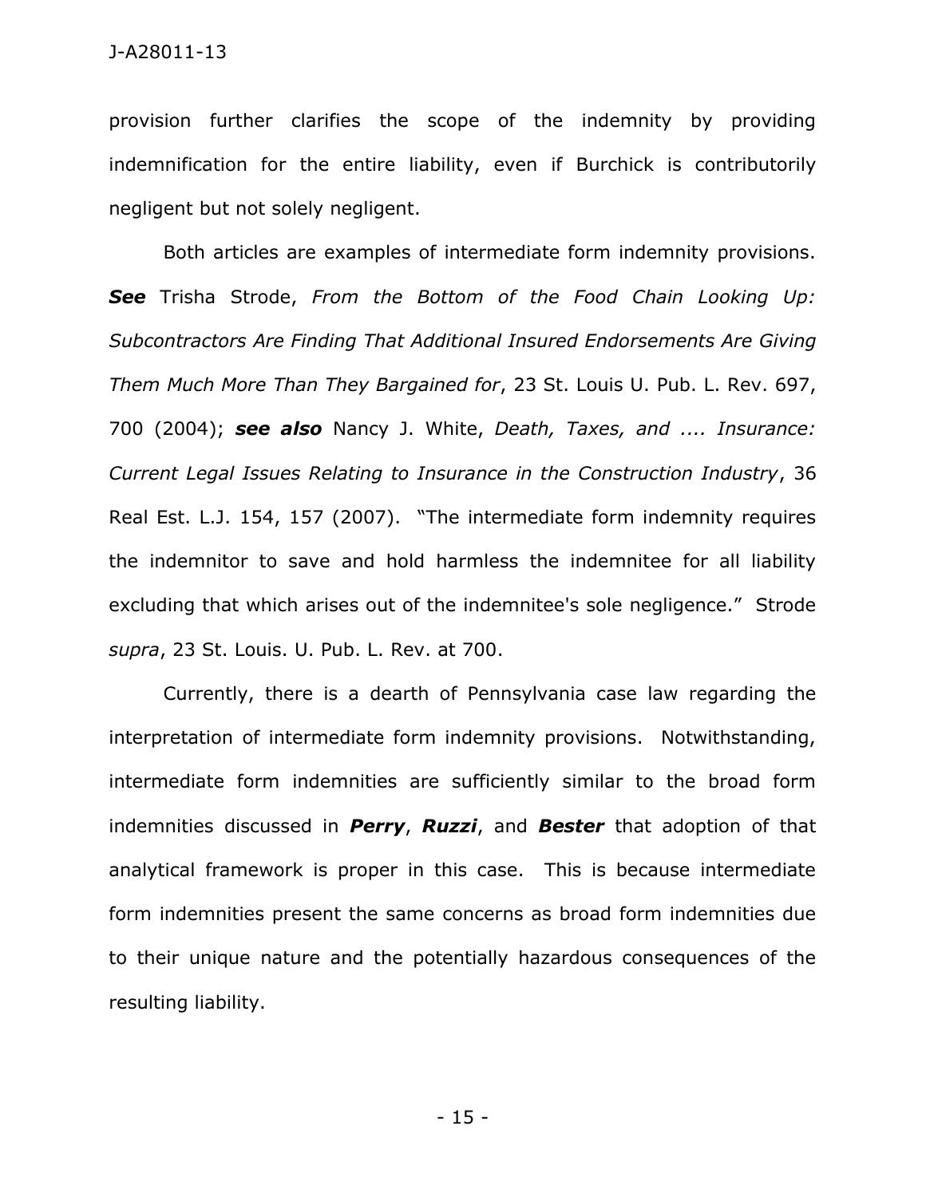provision further clarifies the scope of the indemnity by providing indemnification for the entire liability, even if Burchick is contributorily negligent but not solely negligent.

Both articles are examples of intermediate form indemnity provisions. ***See*** Trisha Strode, *From the Bottom of the Food Chain Looking Up: Subcontractors Are Finding That Additional Insured Endorsements Are Giving Them Much More Than They Bargained for*, 23 St. Louis U. Pub. L. Rev. 697, 700 (2004); ***see also*** Nancy J. White, *Death, Taxes, and .... Insurance: Current Legal Issues Relating to Insurance in the Construction Industry*, 36 Real Est. L.J. 154, 157 (2007). "The intermediate form indemnity requires the indemnitor to save and hold harmless the indemnitee for all liability excluding that which arises out of the indemnitee's sole negligence." Strode *supra*, 23 St. Louis. U. Pub. L. Rev. at 700.

Currently, there is a dearth of Pennsylvania case law regarding the interpretation of intermediate form indemnity provisions. Notwithstanding, intermediate form indemnities are sufficiently similar to the broad form indemnities discussed in ***Perry***, ***Ruzzi***, and ***Bester*** that adoption of that analytical framework is proper in this case. This is because intermediate form indemnities present the same concerns as broad form indemnities due to their unique nature and the potentially hazardous consequences of the resulting liability.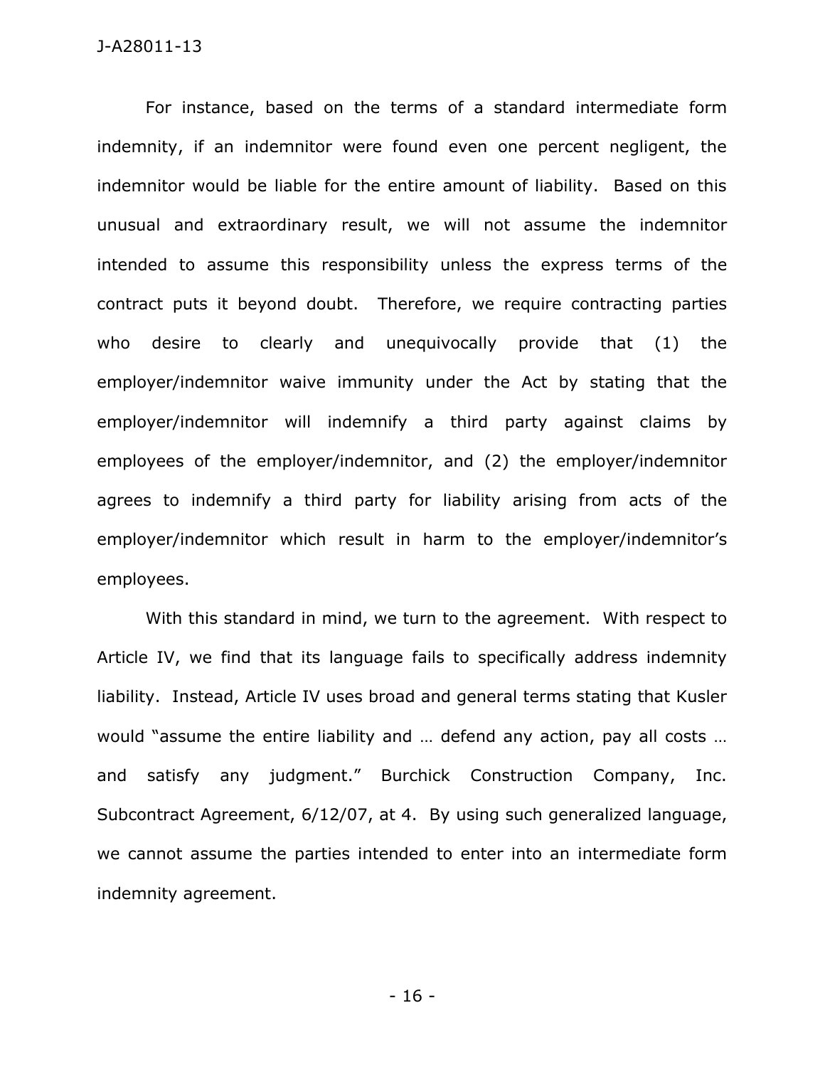For instance, based on the terms of a standard intermediate form indemnity, if an indemnitor were found even one percent negligent, the indemnitor would be liable for the entire amount of liability. Based on this unusual and extraordinary result, we will not assume the indemnitor intended to assume this responsibility unless the express terms of the contract puts it beyond doubt. Therefore, we require contracting parties who desire to clearly and unequivocally provide that (1) the employer/indemnitor waive immunity under the Act by stating that the employer/indemnitor will indemnify a third party against claims by employees of the employer/indemnitor, and (2) the employer/indemnitor agrees to indemnify a third party for liability arising from acts of the employer/indemnitor which result in harm to the employer/indemnitor's employees.

With this standard in mind, we turn to the agreement. With respect to Article IV, we find that its language fails to specifically address indemnity liability. Instead, Article IV uses broad and general terms stating that Kusler would "assume the entire liability and … defend any action, pay all costs … and satisfy any judgment." Burchick Construction Company, Inc. Subcontract Agreement, 6/12/07, at 4. By using such generalized language, we cannot assume the parties intended to enter into an intermediate form indemnity agreement.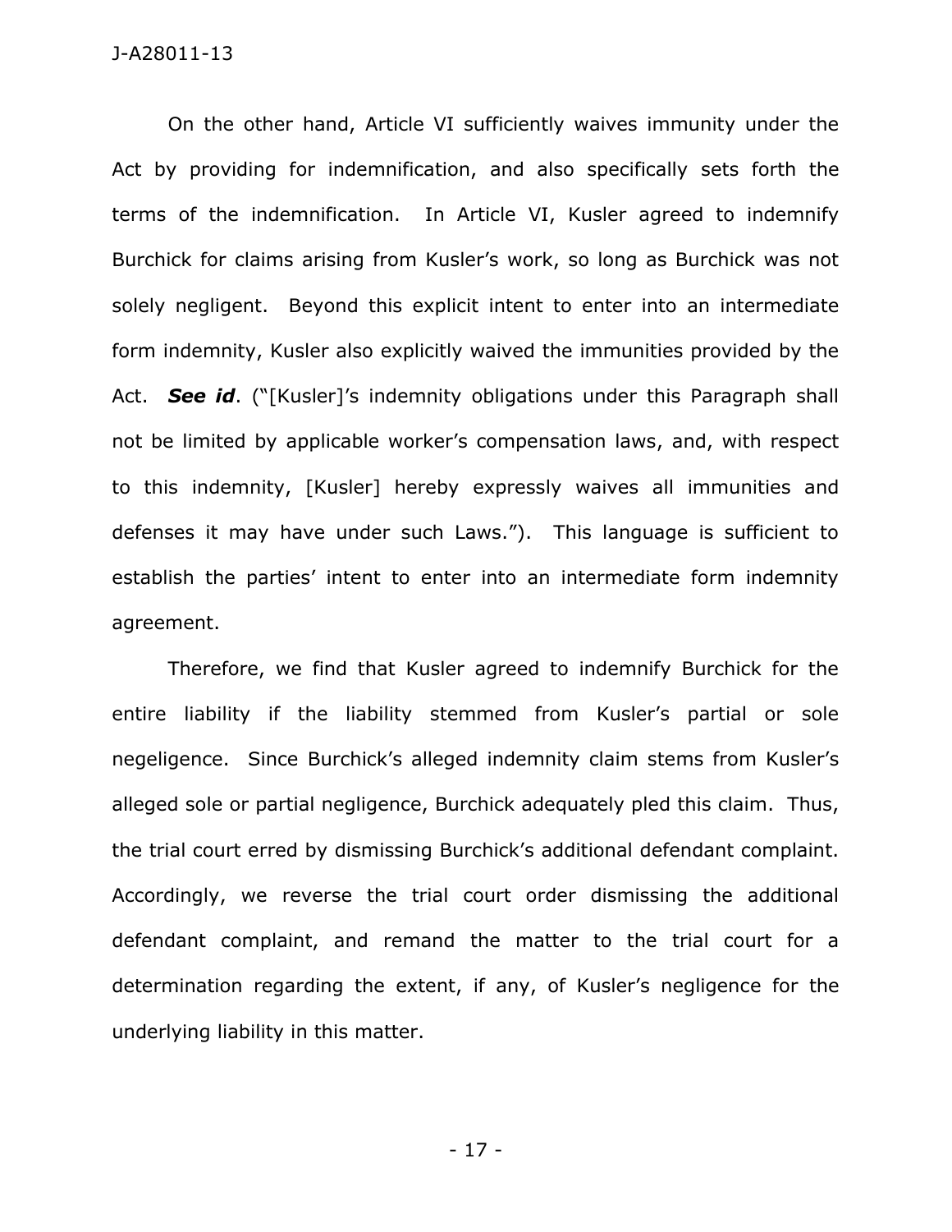On the other hand, Article VI sufficiently waives immunity under the Act by providing for indemnification, and also specifically sets forth the terms of the indemnification. In Article VI, Kusler agreed to indemnify Burchick for claims arising from Kusler's work, so long as Burchick was not solely negligent. Beyond this explicit intent to enter into an intermediate form indemnity, Kusler also explicitly waived the immunities provided by the Act. ***See id***. ("[Kusler]'s indemnity obligations under this Paragraph shall not be limited by applicable worker's compensation laws, and, with respect to this indemnity, [Kusler] hereby expressly waives all immunities and defenses it may have under such Laws."). This language is sufficient to establish the parties' intent to enter into an intermediate form indemnity agreement.

Therefore, we find that Kusler agreed to indemnify Burchick for the entire liability if the liability stemmed from Kusler's partial or sole negeligence. Since Burchick's alleged indemnity claim stems from Kusler's alleged sole or partial negligence, Burchick adequately pled this claim. Thus, the trial court erred by dismissing Burchick's additional defendant complaint. Accordingly, we reverse the trial court order dismissing the additional defendant complaint, and remand the matter to the trial court for a determination regarding the extent, if any, of Kusler's negligence for the underlying liability in this matter.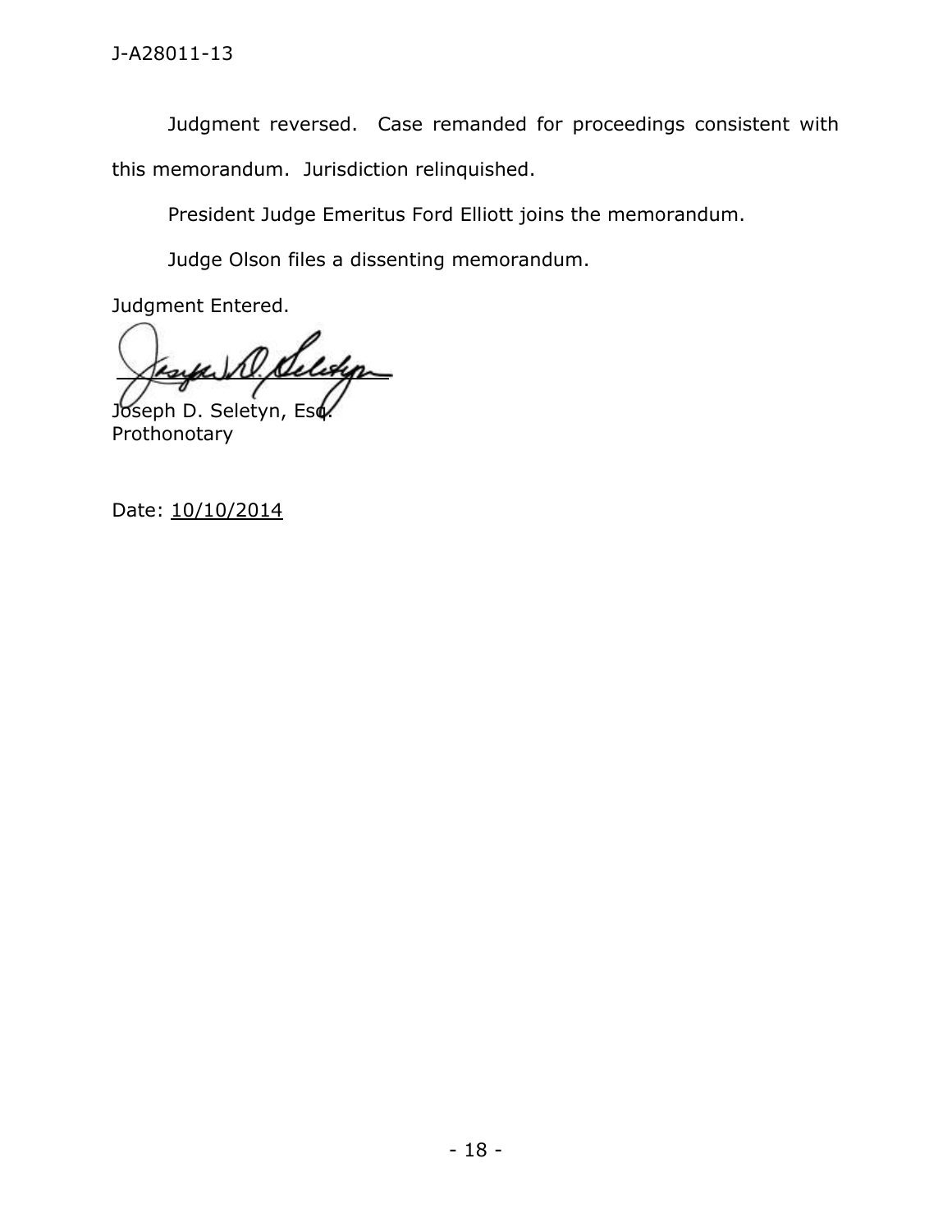Judgment reversed. Case remanded for proceedings consistent with this memorandum. Jurisdiction relinquished.

President Judge Emeritus Ford Elliott joins the memorandum.

Judge Olson files a dissenting memorandum.

Judgment Entered.

Joseph D. Seletyn, Esq.
Prothonotary

Date: 10/10/2014